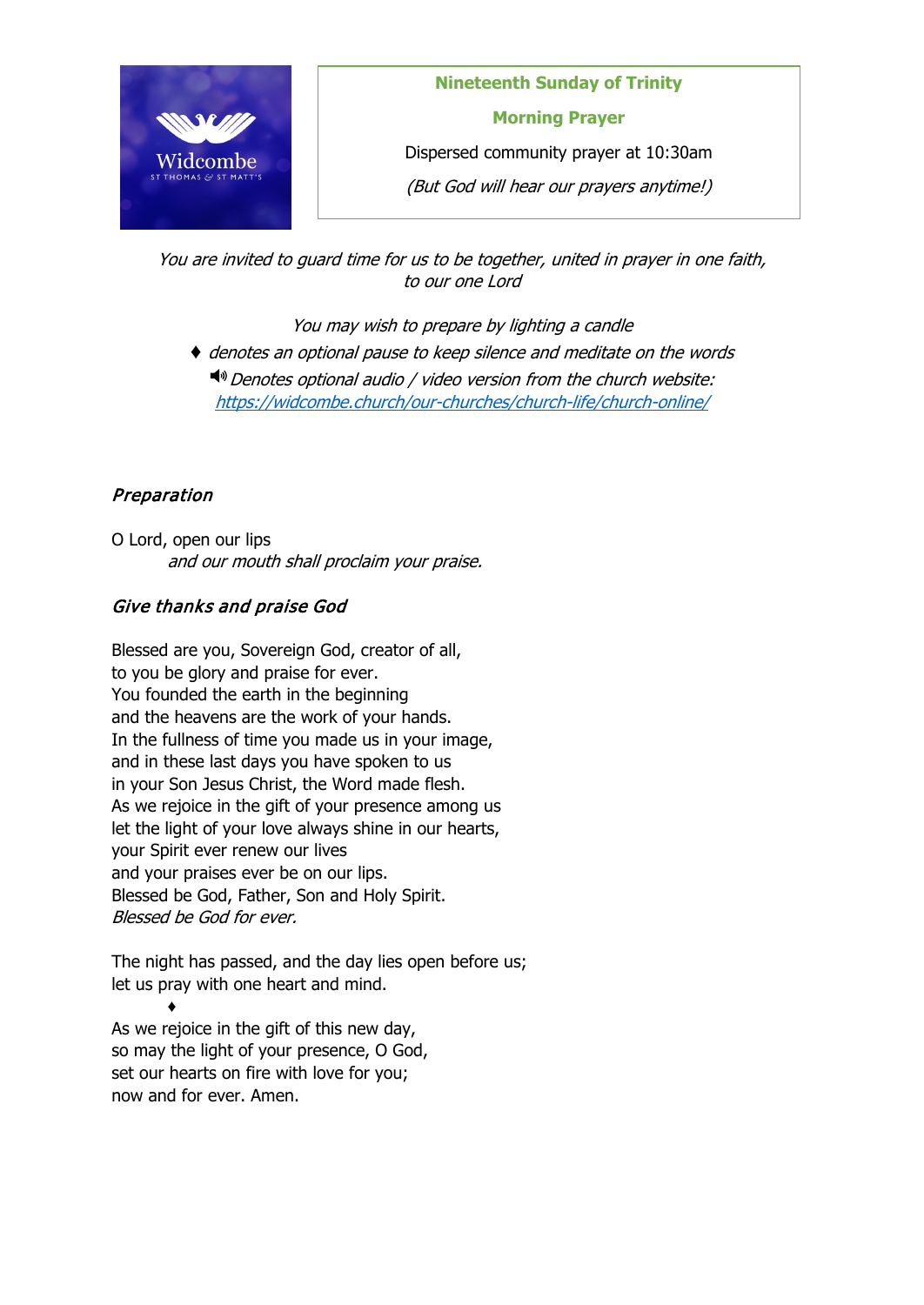Widcombe
ST THOMAS & ST MATT'S

**Nineteenth Sunday of Trinity**

**Morning Prayer**

Dispersed community prayer at 10:30am

*(But God will hear our prayers anytime!)*

*You are invited to guard time for us to be together, united in prayer in one faith, to our one Lord*

*You may wish to prepare by lighting a candle*

♦ *denotes an optional pause to keep silence and meditate on the words*

🔊 *Denotes optional audio / video version from the church website:* [https://widcombe.church/our-churches/church-life/church-online/](https://widcombe.church/our-churches/church-life/church-online/)

### *Preparation*

O Lord, open our lips
*and our mouth shall proclaim your praise.*

### *Give thanks and praise God*

Blessed are you, Sovereign God, creator of all,
to you be glory and praise for ever.
You founded the earth in the beginning
and the heavens are the work of your hands.
In the fullness of time you made us in your image,
and in these last days you have spoken to us
in your Son Jesus Christ, the Word made flesh.
As we rejoice in the gift of your presence among us
let the light of your love always shine in our hearts,
your Spirit ever renew our lives
and your praises ever be on our lips.
Blessed be God, Father, Son and Holy Spirit.
*Blessed be God for ever.*

The night has passed, and the day lies open before us;
let us pray with one heart and mind.
♦
As we rejoice in the gift of this new day,
so may the light of your presence, O God,
set our hearts on fire with love for you;
now and for ever. Amen.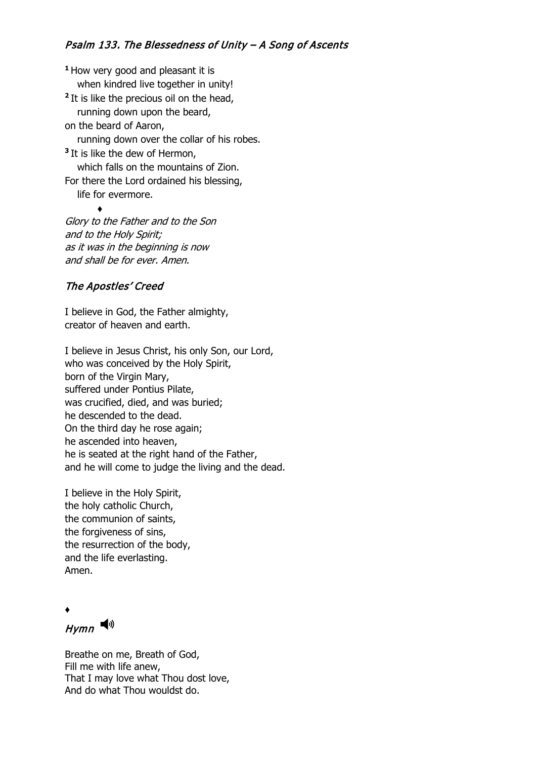## *Psalm 133. The Blessedness of Unity – A Song of Ascents*

[1] How very good and pleasant it is
when kindred live together in unity!
[2] It is like the precious oil on the head,
running down upon the beard,
on the beard of Aaron,
running down over the collar of his robes.
[3] It is like the dew of Hermon,
which falls on the mountains of Zion.
For there the Lord ordained his blessing,
life for evermore.

♦

*Glory to the Father and to the Son*
*and to the Holy Spirit;*
*as it was in the beginning is now*
*and shall be for ever. Amen.*

## *The Apostles' Creed*

I believe in God, the Father almighty,
creator of heaven and earth.

I believe in Jesus Christ, his only Son, our Lord,
who was conceived by the Holy Spirit,
born of the Virgin Mary,
suffered under Pontius Pilate,
was crucified, died, and was buried;
he descended to the dead.
On the third day he rose again;
he ascended into heaven,
he is seated at the right hand of the Father,
and he will come to judge the living and the dead.

I believe in the Holy Spirit,
the holy catholic Church,
the communion of saints,
the forgiveness of sins,
the resurrection of the body,
and the life everlasting.
Amen.

♦

## *Hymn*

Breathe on me, Breath of God,
Fill me with life anew,
That I may love what Thou dost love,
And do what Thou wouldst do.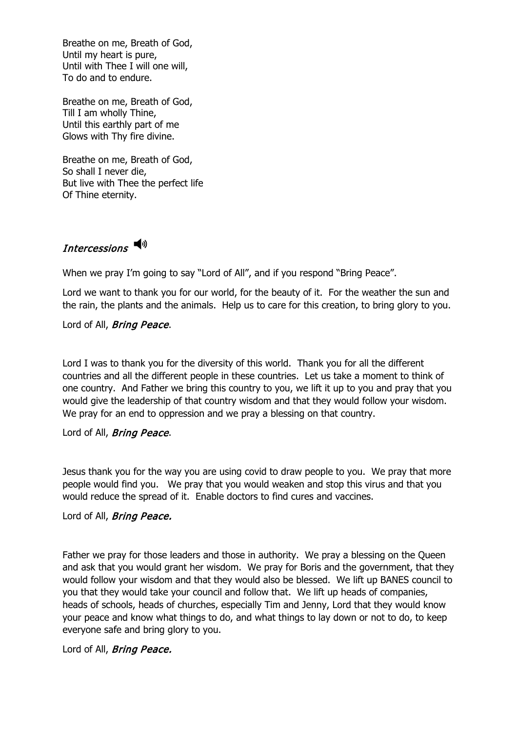Breathe on me, Breath of God,
Until my heart is pure,
Until with Thee I will one will,
To do and to endure.

Breathe on me, Breath of God,
Till I am wholly Thine,
Until this earthly part of me
Glows with Thy fire divine.

Breathe on me, Breath of God,
So shall I never die,
But live with Thee the perfect life
Of Thine eternity.

## *Intercessions*

When we pray I'm going to say "Lord of All", and if you respond "Bring Peace".

Lord we want to thank you for our world, for the beauty of it. For the weather the sun and the rain, the plants and the animals. Help us to care for this creation, to bring glory to you.

Lord of All, *Bring Peace*.

Lord I was to thank you for the diversity of this world. Thank you for all the different countries and all the different people in these countries. Let us take a moment to think of one country. And Father we bring this country to you, we lift it up to you and pray that you would give the leadership of that country wisdom and that they would follow your wisdom. We pray for an end to oppression and we pray a blessing on that country.

Lord of All, *Bring Peace*.

Jesus thank you for the way you are using covid to draw people to you. We pray that more people would find you. We pray that you would weaken and stop this virus and that you would reduce the spread of it. Enable doctors to find cures and vaccines.

Lord of All, *Bring Peace.*

Father we pray for those leaders and those in authority. We pray a blessing on the Queen and ask that you would grant her wisdom. We pray for Boris and the government, that they would follow your wisdom and that they would also be blessed. We lift up BANES council to you that they would take your council and follow that. We lift up heads of companies, heads of schools, heads of churches, especially Tim and Jenny, Lord that they would know your peace and know what things to do, and what things to lay down or not to do, to keep everyone safe and bring glory to you.

Lord of All, *Bring Peace.*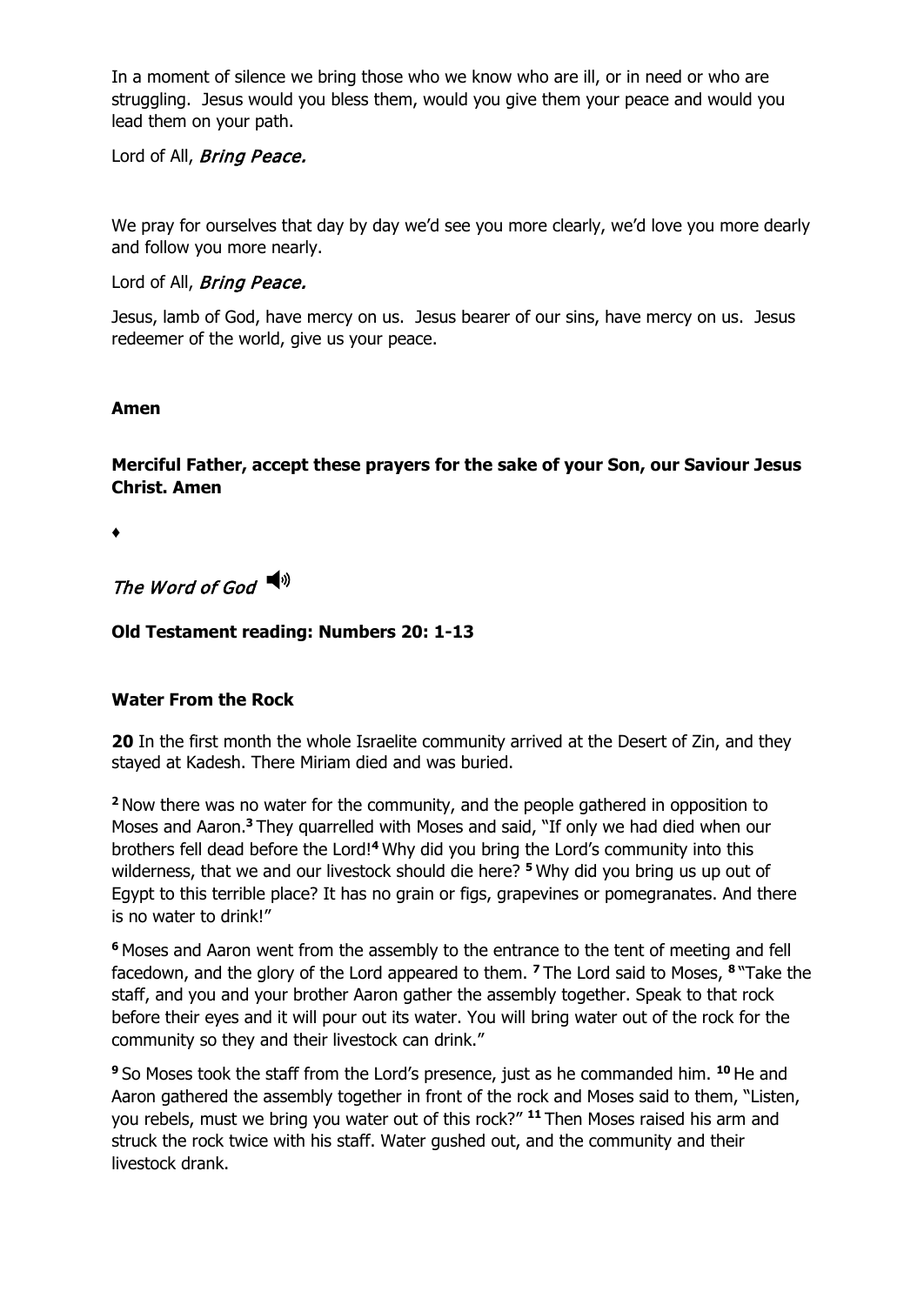In a moment of silence we bring those who we know who are ill, or in need or who are struggling. Jesus would you bless them, would you give them your peace and would you lead them on your path.

Lord of All, *Bring Peace.*

We pray for ourselves that day by day we'd see you more clearly, we'd love you more dearly and follow you more nearly.

Lord of All, *Bring Peace.*

Jesus, lamb of God, have mercy on us. Jesus bearer of our sins, have mercy on us. Jesus redeemer of the world, give us your peace.

**Amen**

**Merciful Father, accept these prayers for the sake of your Son, our Saviour Jesus Christ. Amen**

♦

*The Word of God* 🔊

**Old Testament reading: Numbers 20: 1-13**

**Water From the Rock**

**20** In the first month the whole Israelite community arrived at the Desert of Zin, and they stayed at Kadesh. There Miriam died and was buried.

**2** Now there was no water for the community, and the people gathered in opposition to Moses and Aaron.**3** They quarrelled with Moses and said, "If only we had died when our brothers fell dead before the Lord!**4** Why did you bring the Lord's community into this wilderness, that we and our livestock should die here? **5** Why did you bring us up out of Egypt to this terrible place? It has no grain or figs, grapevines or pomegranates. And there is no water to drink!"

**6** Moses and Aaron went from the assembly to the entrance to the tent of meeting and fell facedown, and the glory of the Lord appeared to them. **7** The Lord said to Moses, **8** "Take the staff, and you and your brother Aaron gather the assembly together. Speak to that rock before their eyes and it will pour out its water. You will bring water out of the rock for the community so they and their livestock can drink."

**9** So Moses took the staff from the Lord's presence, just as he commanded him. **10** He and Aaron gathered the assembly together in front of the rock and Moses said to them, "Listen, you rebels, must we bring you water out of this rock?" **11** Then Moses raised his arm and struck the rock twice with his staff. Water gushed out, and the community and their livestock drank.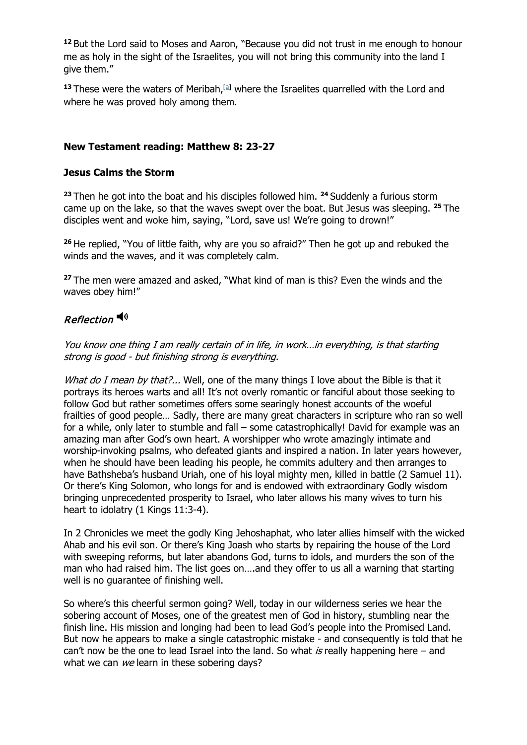**12** But the Lord said to Moses and Aaron, "Because you did not trust in me enough to honour me as holy in the sight of the Israelites, you will not bring this community into the land I give them."

**13** These were the waters of Meribah,[a] where the Israelites quarrelled with the Lord and where he was proved holy among them.

**New Testament reading: Matthew 8: 23-27**

**Jesus Calms the Storm**

**23** Then he got into the boat and his disciples followed him. **24** Suddenly a furious storm came up on the lake, so that the waves swept over the boat. But Jesus was sleeping. **25** The disciples went and woke him, saying, "Lord, save us! We're going to drown!"

**26** He replied, "You of little faith, why are you so afraid?" Then he got up and rebuked the winds and the waves, and it was completely calm.

**27** The men were amazed and asked, "What kind of man is this? Even the winds and the waves obey him!"

## *Reflection* 🔊

*You know one thing I am really certain of in life, in work…in everything, is that starting strong is good - but finishing strong is everything.*

*What do I mean by that?...* Well, one of the many things I love about the Bible is that it portrays its heroes warts and all! It's not overly romantic or fanciful about those seeking to follow God but rather sometimes offers some searingly honest accounts of the woeful frailties of good people… Sadly, there are many great characters in scripture who ran so well for a while, only later to stumble and fall – some catastrophically! David for example was an amazing man after God's own heart. A worshipper who wrote amazingly intimate and worship-invoking psalms, who defeated giants and inspired a nation. In later years however, when he should have been leading his people, he commits adultery and then arranges to have Bathsheba's husband Uriah, one of his loyal mighty men, killed in battle (2 Samuel 11). Or there's King Solomon, who longs for and is endowed with extraordinary Godly wisdom bringing unprecedented prosperity to Israel, who later allows his many wives to turn his heart to idolatry (1 Kings 11:3-4).

In 2 Chronicles we meet the godly King Jehoshaphat, who later allies himself with the wicked Ahab and his evil son. Or there's King Joash who starts by repairing the house of the Lord with sweeping reforms, but later abandons God, turns to idols, and murders the son of the man who had raised him. The list goes on….and they offer to us all a warning that starting well is no guarantee of finishing well.

So where's this cheerful sermon going? Well, today in our wilderness series we hear the sobering account of Moses, one of the greatest men of God in history, stumbling near the finish line. His mission and longing had been to lead God's people into the Promised Land. But now he appears to make a single catastrophic mistake - and consequently is told that he can't now be the one to lead Israel into the land. So what *is* really happening here – and what we can *we* learn in these sobering days?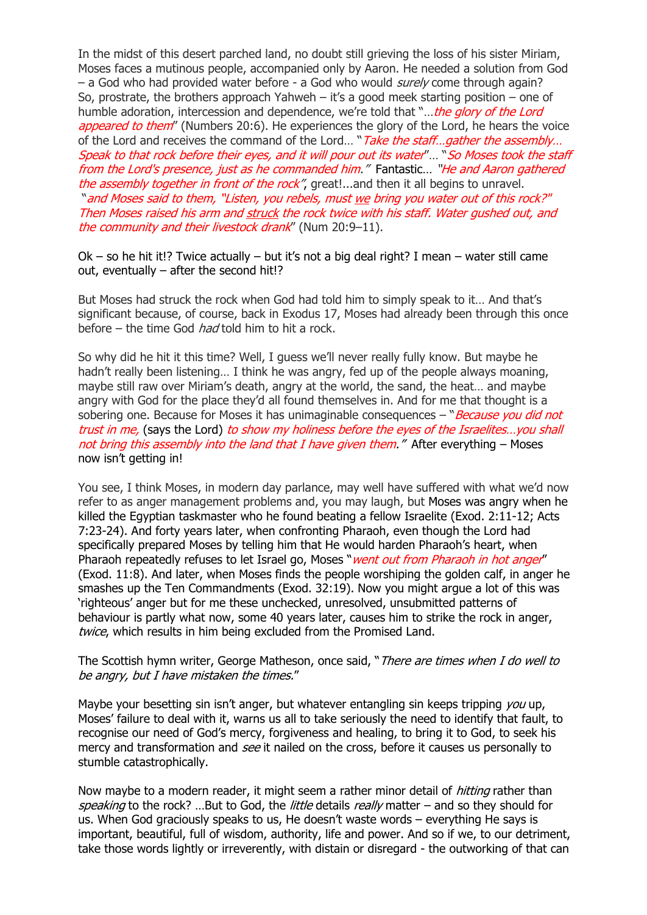In the midst of this desert parched land, no doubt still grieving the loss of his sister Miriam, Moses faces a mutinous people, accompanied only by Aaron. He needed a solution from God – a God who had provided water before - a God who would *surely* come through again? So, prostrate, the brothers approach Yahweh – it's a good meek starting position – one of humble adoration, intercession and dependence, we're told that "…*the glory of the Lord appeared to them*" (Numbers 20:6). He experiences the glory of the Lord, he hears the voice of the Lord and receives the command of the Lord… "*Take the staff…gather the assembly… Speak to that rock before their eyes, and it will pour out its water*"… "*So Moses took the staff from the Lord's presence, just as he commanded him."* Fantastic… *"He and Aaron gathered the assembly together in front of the rock"*, great!...and then it all begins to unravel. "*and Moses said to them, "Listen, you rebels, must we bring you water out of this rock?" Then Moses raised his arm and struck the rock twice with his staff. Water gushed out, and the community and their livestock drank*" (Num 20:9–11).

Ok – so he hit it!? Twice actually – but it's not a big deal right? I mean – water still came out, eventually – after the second hit!?

But Moses had struck the rock when God had told him to simply speak to it… And that's significant because, of course, back in Exodus 17, Moses had already been through this once before – the time God *had* told him to hit a rock.

So why did he hit it this time? Well, I guess we'll never really fully know. But maybe he hadn't really been listening… I think he was angry, fed up of the people always moaning, maybe still raw over Miriam's death, angry at the world, the sand, the heat… and maybe angry with God for the place they'd all found themselves in. And for me that thought is a sobering one. Because for Moses it has unimaginable consequences – "*Because you did not trust in me,* (says the Lord) *to show my holiness before the eyes of the Israelites…you shall not bring this assembly into the land that I have given them."* After everything – Moses now isn't getting in!

You see, I think Moses, in modern day parlance, may well have suffered with what we'd now refer to as anger management problems and, you may laugh, but Moses was angry when he killed the Egyptian taskmaster who he found beating a fellow Israelite (Exod. 2:11-12; Acts 7:23-24). And forty years later, when confronting Pharaoh, even though the Lord had specifically prepared Moses by telling him that He would harden Pharaoh's heart, when Pharaoh repeatedly refuses to let Israel go, Moses "*went out from Pharaoh in hot anger*" (Exod. 11:8). And later, when Moses finds the people worshiping the golden calf, in anger he smashes up the Ten Commandments (Exod. 32:19). Now you might argue a lot of this was 'righteous' anger but for me these unchecked, unresolved, unsubmitted patterns of behaviour is partly what now, some 40 years later, causes him to strike the rock in anger, *twice*, which results in him being excluded from the Promised Land.

The Scottish hymn writer, George Matheson, once said, "*There are times when I do well to be angry, but I have mistaken the times.*"

Maybe your besetting sin isn't anger, but whatever entangling sin keeps tripping *you* up, Moses' failure to deal with it, warns us all to take seriously the need to identify that fault, to recognise our need of God's mercy, forgiveness and healing, to bring it to God, to seek his mercy and transformation and *see* it nailed on the cross, before it causes us personally to stumble catastrophically.

Now maybe to a modern reader, it might seem a rather minor detail of *hitting* rather than *speaking* to the rock? …But to God, the *little* details *really* matter – and so they should for us. When God graciously speaks to us, He doesn't waste words – everything He says is important, beautiful, full of wisdom, authority, life and power. And so if we, to our detriment, take those words lightly or irreverently, with distain or disregard - the outworking of that can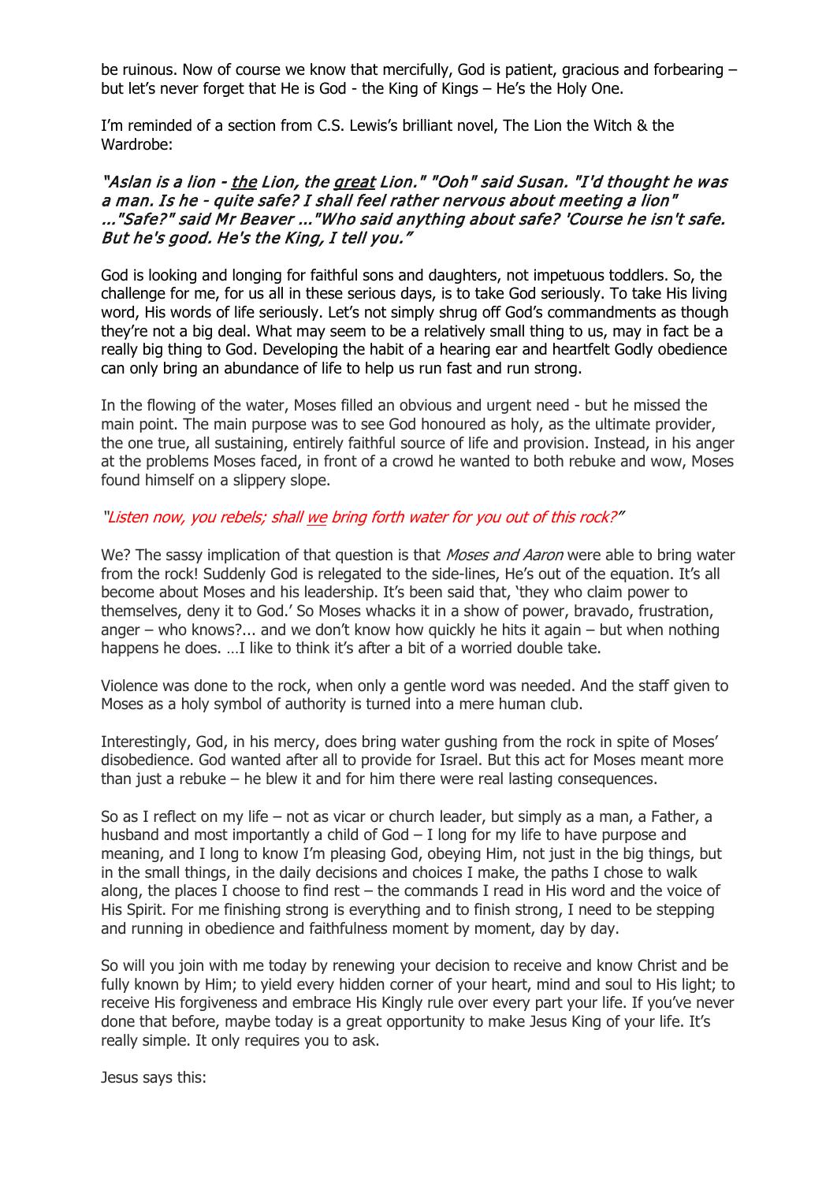be ruinous. Now of course we know that mercifully, God is patient, gracious and forbearing – but let's never forget that He is God - the King of Kings – He's the Holy One.

I'm reminded of a section from C.S. Lewis's brilliant novel, The Lion the Witch & the Wardrobe:

***"Aslan is a lion - <u>the</u> Lion, the <u>great</u> Lion." "Ooh" said Susan. "I'd thought he was a man. Is he - quite safe? I shall feel rather nervous about meeting a lion" ..."Safe?" said Mr Beaver ..."Who said anything about safe? 'Course he isn't safe. But he's good. He's the King, I tell you."***

God is looking and longing for faithful sons and daughters, not impetuous toddlers. So, the challenge for me, for us all in these serious days, is to take God seriously. To take His living word, His words of life seriously. Let's not simply shrug off God's commandments as though they're not a big deal. What may seem to be a relatively small thing to us, may in fact be a really big thing to God. Developing the habit of a hearing ear and heartfelt Godly obedience can only bring an abundance of life to help us run fast and run strong.

In the flowing of the water, Moses filled an obvious and urgent need - but he missed the main point. The main purpose was to see God honoured as holy, as the ultimate provider, the one true, all sustaining, entirely faithful source of life and provision. Instead, in his anger at the problems Moses faced, in front of a crowd he wanted to both rebuke and wow, Moses found himself on a slippery slope.

*"Listen now, you rebels; shall <u>we</u> bring forth water for you out of this rock?"*

We? The sassy implication of that question is that *Moses and Aaron* were able to bring water from the rock! Suddenly God is relegated to the side-lines, He's out of the equation. It's all become about Moses and his leadership. It's been said that, 'they who claim power to themselves, deny it to God.' So Moses whacks it in a show of power, bravado, frustration, anger – who knows?... and we don't know how quickly he hits it again – but when nothing happens he does. …I like to think it's after a bit of a worried double take.

Violence was done to the rock, when only a gentle word was needed. And the staff given to Moses as a holy symbol of authority is turned into a mere human club.

Interestingly, God, in his mercy, does bring water gushing from the rock in spite of Moses' disobedience. God wanted after all to provide for Israel. But this act for Moses meant more than just a rebuke – he blew it and for him there were real lasting consequences.

So as I reflect on my life – not as vicar or church leader, but simply as a man, a Father, a husband and most importantly a child of God – I long for my life to have purpose and meaning, and I long to know I'm pleasing God, obeying Him, not just in the big things, but in the small things, in the daily decisions and choices I make, the paths I chose to walk along, the places I choose to find rest – the commands I read in His word and the voice of His Spirit. For me finishing strong is everything and to finish strong, I need to be stepping and running in obedience and faithfulness moment by moment, day by day.

So will you join with me today by renewing your decision to receive and know Christ and be fully known by Him; to yield every hidden corner of your heart, mind and soul to His light; to receive His forgiveness and embrace His Kingly rule over every part your life. If you've never done that before, maybe today is a great opportunity to make Jesus King of your life. It's really simple. It only requires you to ask.

Jesus says this: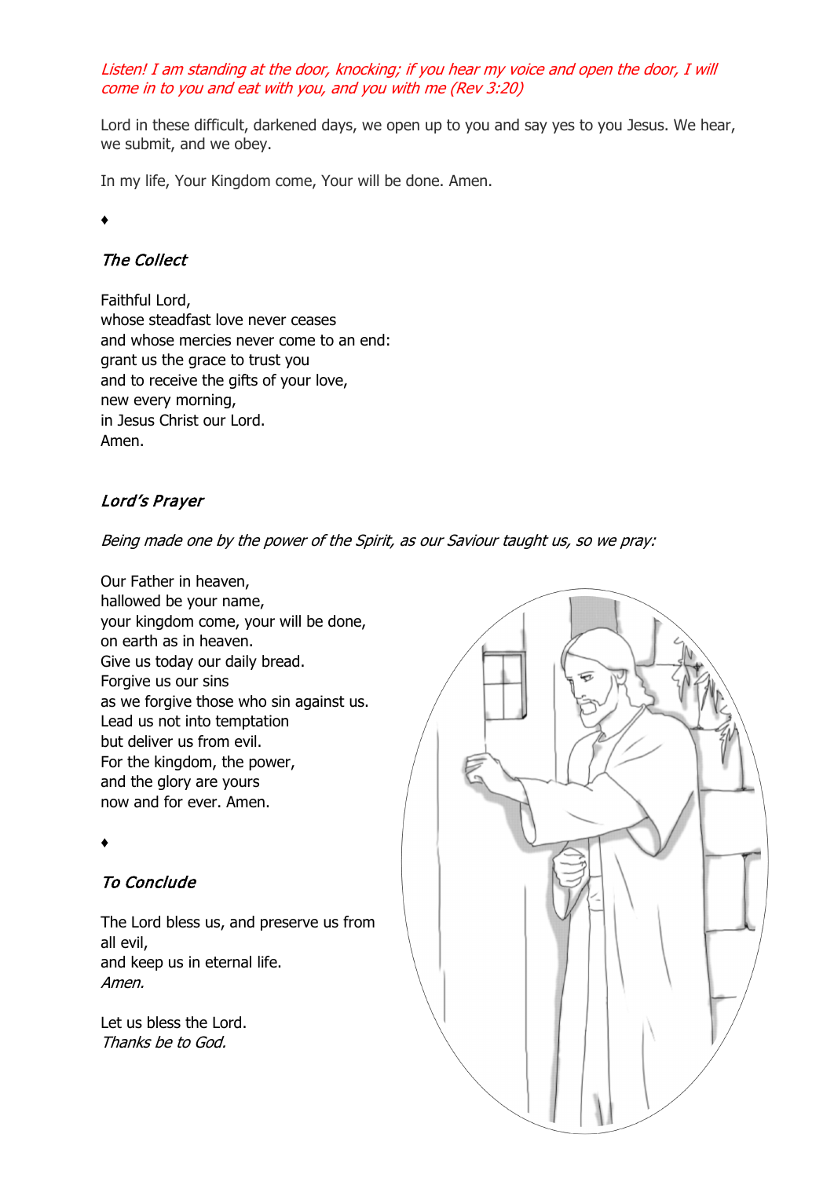*Listen! I am standing at the door, knocking; if you hear my voice and open the door, I will come in to you and eat with you, and you with me (Rev 3:20)*

Lord in these difficult, darkened days, we open up to you and say yes to you Jesus. We hear, we submit, and we obey.

In my life, Your Kingdom come, Your will be done. Amen.

♦

### *The Collect*

Faithful Lord,  
whose steadfast love never ceases  
and whose mercies never come to an end:  
grant us the grace to trust you  
and to receive the gifts of your love,  
new every morning,  
in Jesus Christ our Lord.  
Amen.

### *Lord's Prayer*

*Being made one by the power of the Spirit, as our Saviour taught us, so we pray:*

Our Father in heaven,  
hallowed be your name,  
your kingdom come, your will be done,  
on earth as in heaven.  
Give us today our daily bread.  
Forgive us our sins  
as we forgive those who sin against us.  
Lead us not into temptation  
but deliver us from evil.  
For the kingdom, the power,  
and the glory are yours  
now and for ever. Amen.

♦

### *To Conclude*

The Lord bless us, and preserve us from all evil,  
and keep us in eternal life.  
*Amen.*

Let us bless the Lord.  
*Thanks be to God.*